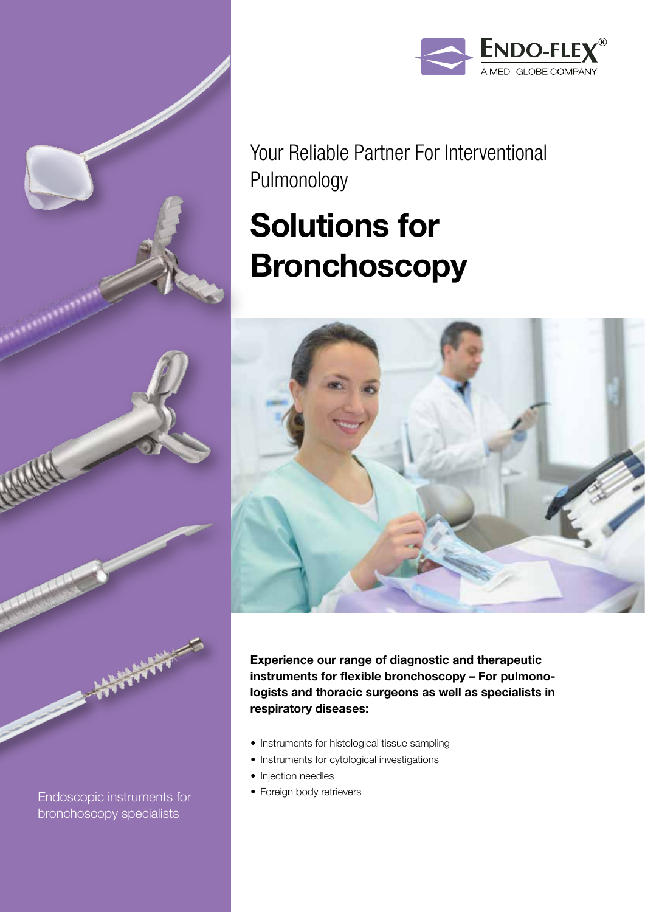ENDO-FLEX®
A MEDI-GLOBE COMPANY

Your Reliable Partner For Interventional Pulmonology

# Solutions for Bronchoscopy

**Experience our range of diagnostic and therapeutic instruments for flexible bronchoscopy – For pulmonologists and thoracic surgeons as well as specialists in respiratory diseases:**

- Instruments for histological tissue sampling
- Instruments for cytological investigations
- Injection needles
- Foreign body retrievers

Endoscopic instruments for bronchoscopy specialists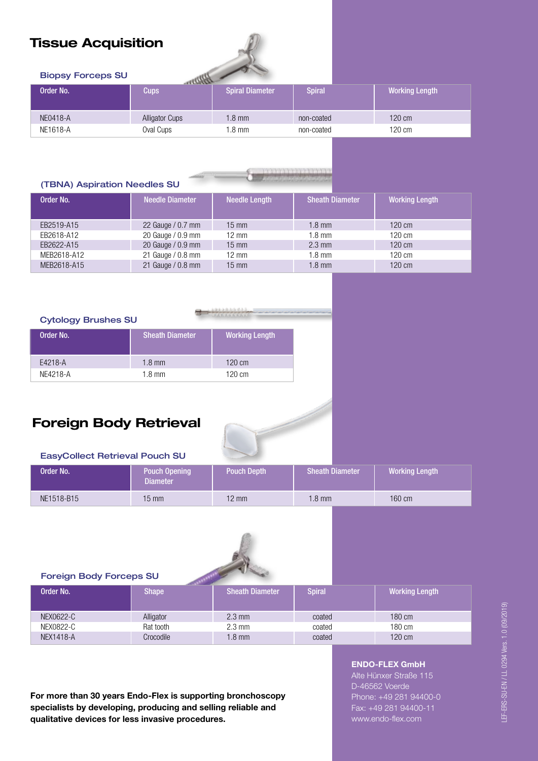# Tissue Acquisition

### Biopsy Forceps SU

| Order No. | Cups | Spiral Diameter | Spiral | Working Length |
|---|---|---|---|---|
| NE0418-A | Alligator Cups | 1.8 mm | non-coated | 120 cm |
| NE1618-A | Oval Cups | 1.8 mm | non-coated | 120 cm |

### (TBNA) Aspiration Needles SU

| Order No. | Needle Diameter | Needle Length | Sheath Diameter | Working Length |
|---|---|---|---|---|
| EB2519-A15 | 22 Gauge / 0.7 mm | 15 mm | 1.8 mm | 120 cm |
| EB2618-A12 | 20 Gauge / 0.9 mm | 12 mm | 1.8 mm | 120 cm |
| EB2622-A15 | 20 Gauge / 0.9 mm | 15 mm | 2.3 mm | 120 cm |
| MEB2618-A12 | 21 Gauge / 0.8 mm | 12 mm | 1.8 mm | 120 cm |
| MEB2618-A15 | 21 Gauge / 0.8 mm | 15 mm | 1.8 mm | 120 cm |

### Cytology Brushes SU

| Order No. | Sheath Diameter | Working Length |
|---|---|---|
| E4218-A | 1.8 mm | 120 cm |
| NE4218-A | 1.8 mm | 120 cm |

# Foreign Body Retrieval

### EasyCollect Retrieval Pouch SU

| Order No. | Pouch Opening Diameter | Pouch Depth | Sheath Diameter | Working Length |
|---|---|---|---|---|
| NE1518-B15 | 15 mm | 12 mm | 1.8 mm | 160 cm |

### Foreign Body Forceps SU

| Order No. | Shape | Sheath Diameter | Spiral | Working Length |
|---|---|---|---|---|
| NEX0622-C | Alligator | 2.3 mm | coated | 180 cm |
| NEX0822-C | Rat tooth | 2.3 mm | coated | 180 cm |
| NEX1418-A | Crocodile | 1.8 mm | coated | 120 cm |

**For more than 30 years Endo-Flex is supporting bronchoscopy specialists by developing, producing and selling reliable and qualitative devices for less invasive procedures.**

**ENDO-FLEX GmbH**
Alte Hünxer Straße 115
D-46562 Voerde
Phone: +49 281 94400-0
Fax: +49 281 94400-11
www.endo-flex.com

LFF-FRS-SU-EN / LL 0294 Vers. 1.0 (09/2019)